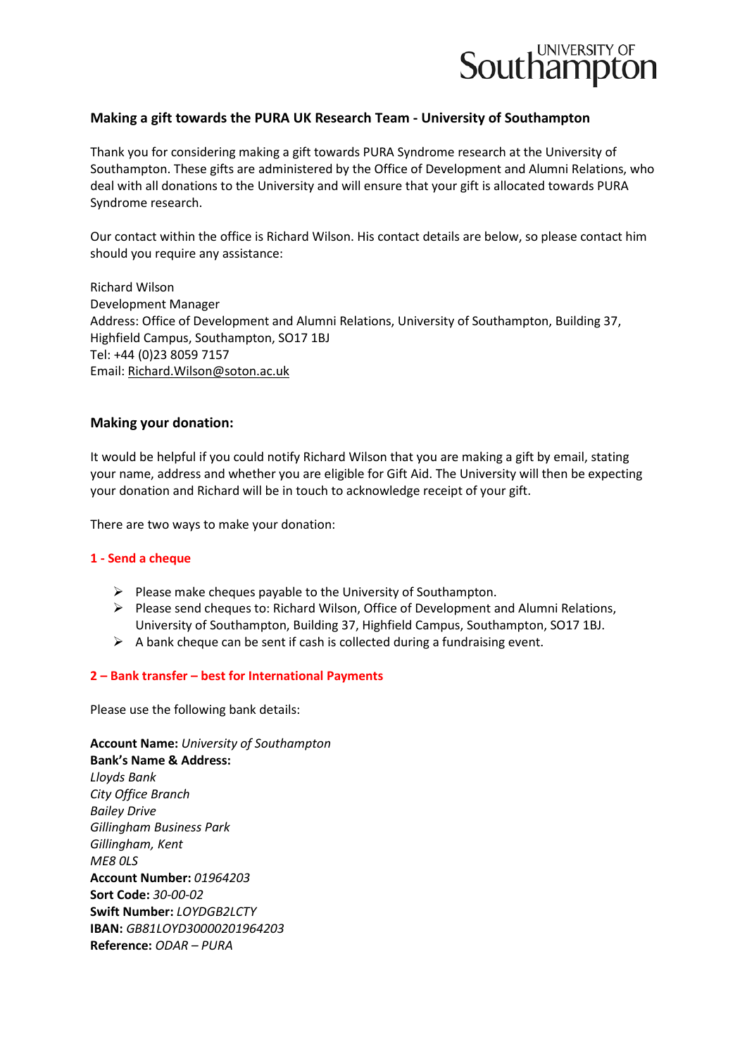University of Southampton

## Making a gift towards the PURA UK Research Team - University of Southampton

Thank you for considering making a gift towards PURA Syndrome research at the University of Southampton. These gifts are administered by the Office of Development and Alumni Relations, who deal with all donations to the University and will ensure that your gift is allocated towards PURA Syndrome research.

Our contact within the office is Richard Wilson. His contact details are below, so please contact him should you require any assistance:

Richard Wilson
Development Manager
Address: Office of Development and Alumni Relations, University of Southampton, Building 37, Highfield Campus, Southampton, SO17 1BJ
Tel: +44 (0)23 8059 7157
Email: Richard.Wilson@soton.ac.uk

### Making your donation:

It would be helpful if you could notify Richard Wilson that you are making a gift by email, stating your name, address and whether you are eligible for Gift Aid. The University will then be expecting your donation and Richard will be in touch to acknowledge receipt of your gift.

There are two ways to make your donation:

**1 - Send a cheque**

- Please make cheques payable to the University of Southampton.
- Please send cheques to: Richard Wilson, Office of Development and Alumni Relations, University of Southampton, Building 37, Highfield Campus, Southampton, SO17 1BJ.
- A bank cheque can be sent if cash is collected during a fundraising event.

**2 – Bank transfer – best for International Payments**

Please use the following bank details:

**Account Name:** *University of Southampton*
**Bank's Name & Address:**
*Lloyds Bank*
*City Office Branch*
*Bailey Drive*
*Gillingham Business Park*
*Gillingham, Kent*
*ME8 0LS*
**Account Number:** *01964203*
**Sort Code:** *30-00-02*
**Swift Number:** *LOYDGB2LCTY*
**IBAN:** *GB81LOYD30000201964203*
**Reference:** *ODAR – PURA*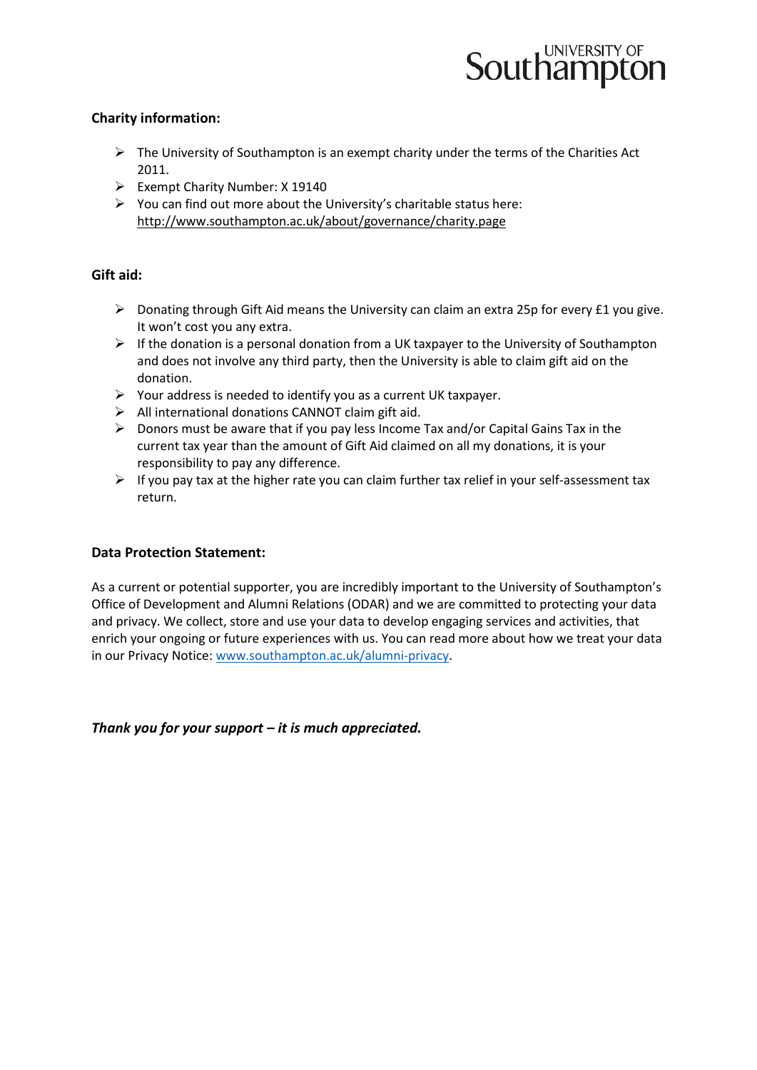**Charity information:**

- The University of Southampton is an exempt charity under the terms of the Charities Act 2011.
- Exempt Charity Number: X 19140
- You can find out more about the University's charitable status here: http://www.southampton.ac.uk/about/governance/charity.page

**Gift aid:**

- Donating through Gift Aid means the University can claim an extra 25p for every £1 you give. It won't cost you any extra.
- If the donation is a personal donation from a UK taxpayer to the University of Southampton and does not involve any third party, then the University is able to claim gift aid on the donation.
- Your address is needed to identify you as a current UK taxpayer.
- All international donations CANNOT claim gift aid.
- Donors must be aware that if you pay less Income Tax and/or Capital Gains Tax in the current tax year than the amount of Gift Aid claimed on all my donations, it is your responsibility to pay any difference.
- If you pay tax at the higher rate you can claim further tax relief in your self-assessment tax return.

**Data Protection Statement:**

As a current or potential supporter, you are incredibly important to the University of Southampton's Office of Development and Alumni Relations (ODAR) and we are committed to protecting your data and privacy. We collect, store and use your data to develop engaging services and activities, that enrich your ongoing or future experiences with us. You can read more about how we treat your data in our Privacy Notice: www.southampton.ac.uk/alumni-privacy.

***Thank you for your support – it is much appreciated.***